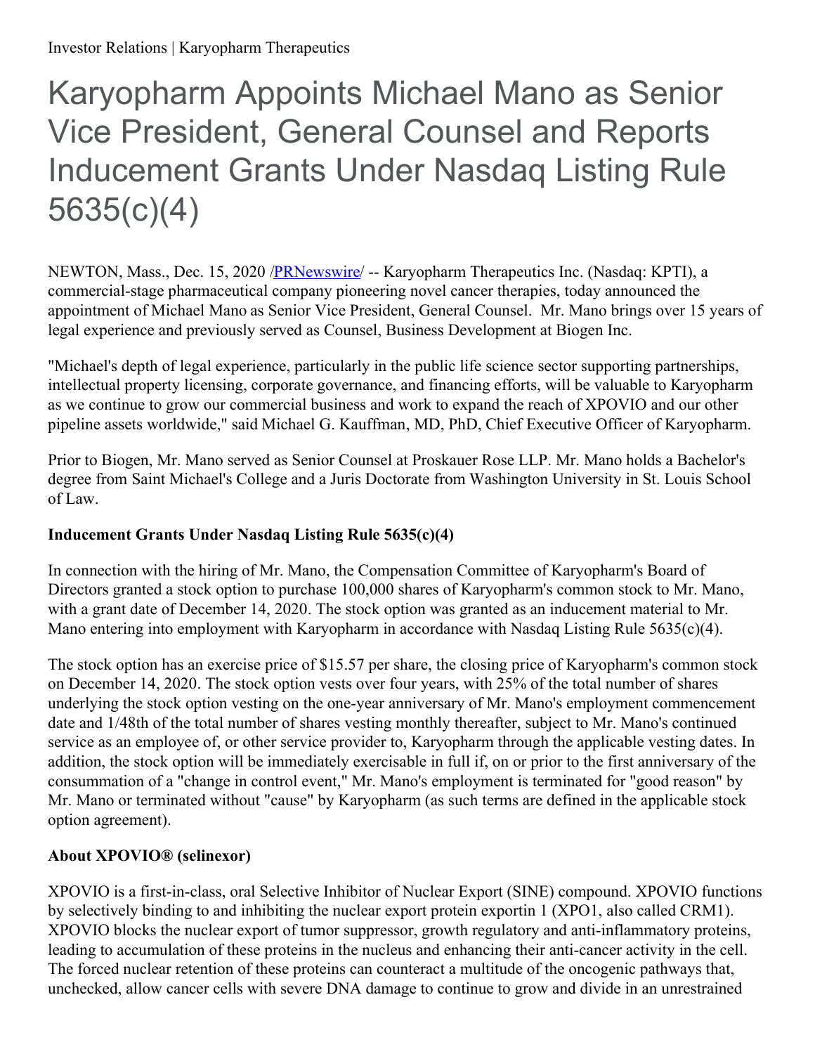Investor Relations | Karyopharm Therapeutics

# Karyopharm Appoints Michael Mano as Senior Vice President, General Counsel and Reports Inducement Grants Under Nasdaq Listing Rule 5635(c)(4)

NEWTON, Mass., Dec. 15, 2020 /PRNewswire/ -- Karyopharm Therapeutics Inc. (Nasdaq: KPTI), a commercial-stage pharmaceutical company pioneering novel cancer therapies, today announced the appointment of Michael Mano as Senior Vice President, General Counsel. Mr. Mano brings over 15 years of legal experience and previously served as Counsel, Business Development at Biogen Inc.

"Michael's depth of legal experience, particularly in the public life science sector supporting partnerships, intellectual property licensing, corporate governance, and financing efforts, will be valuable to Karyopharm as we continue to grow our commercial business and work to expand the reach of XPOVIO and our other pipeline assets worldwide," said Michael G. Kauffman, MD, PhD, Chief Executive Officer of Karyopharm.

Prior to Biogen, Mr. Mano served as Senior Counsel at Proskauer Rose LLP. Mr. Mano holds a Bachelor's degree from Saint Michael's College and a Juris Doctorate from Washington University in St. Louis School of Law.

**Inducement Grants Under Nasdaq Listing Rule 5635(c)(4)**

In connection with the hiring of Mr. Mano, the Compensation Committee of Karyopharm's Board of Directors granted a stock option to purchase 100,000 shares of Karyopharm's common stock to Mr. Mano, with a grant date of December 14, 2020. The stock option was granted as an inducement material to Mr. Mano entering into employment with Karyopharm in accordance with Nasdaq Listing Rule 5635(c)(4).

The stock option has an exercise price of $15.57 per share, the closing price of Karyopharm's common stock on December 14, 2020. The stock option vests over four years, with 25% of the total number of shares underlying the stock option vesting on the one-year anniversary of Mr. Mano's employment commencement date and 1/48th of the total number of shares vesting monthly thereafter, subject to Mr. Mano's continued service as an employee of, or other service provider to, Karyopharm through the applicable vesting dates. In addition, the stock option will be immediately exercisable in full if, on or prior to the first anniversary of the consummation of a "change in control event," Mr. Mano's employment is terminated for "good reason" by Mr. Mano or terminated without "cause" by Karyopharm (as such terms are defined in the applicable stock option agreement).

**About XPOVIO® (selinexor)**

XPOVIO is a first-in-class, oral Selective Inhibitor of Nuclear Export (SINE) compound. XPOVIO functions by selectively binding to and inhibiting the nuclear export protein exportin 1 (XPO1, also called CRM1). XPOVIO blocks the nuclear export of tumor suppressor, growth regulatory and anti-inflammatory proteins, leading to accumulation of these proteins in the nucleus and enhancing their anti-cancer activity in the cell. The forced nuclear retention of these proteins can counteract a multitude of the oncogenic pathways that, unchecked, allow cancer cells with severe DNA damage to continue to grow and divide in an unrestrained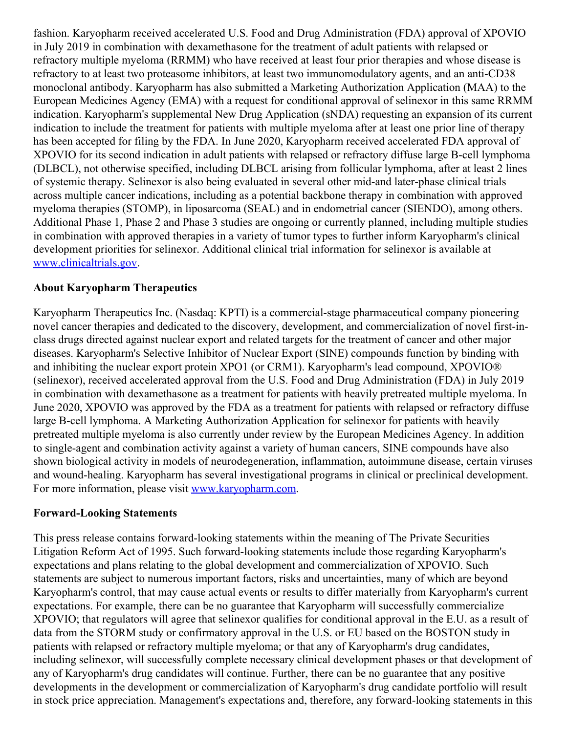fashion. Karyopharm received accelerated U.S. Food and Drug Administration (FDA) approval of XPOVIO in July 2019 in combination with dexamethasone for the treatment of adult patients with relapsed or refractory multiple myeloma (RRMM) who have received at least four prior therapies and whose disease is refractory to at least two proteasome inhibitors, at least two immunomodulatory agents, and an anti-CD38 monoclonal antibody. Karyopharm has also submitted a Marketing Authorization Application (MAA) to the European Medicines Agency (EMA) with a request for conditional approval of selinexor in this same RRMM indication. Karyopharm's supplemental New Drug Application (sNDA) requesting an expansion of its current indication to include the treatment for patients with multiple myeloma after at least one prior line of therapy has been accepted for filing by the FDA. In June 2020, Karyopharm received accelerated FDA approval of XPOVIO for its second indication in adult patients with relapsed or refractory diffuse large B-cell lymphoma (DLBCL), not otherwise specified, including DLBCL arising from follicular lymphoma, after at least 2 lines of systemic therapy. Selinexor is also being evaluated in several other mid-and later-phase clinical trials across multiple cancer indications, including as a potential backbone therapy in combination with approved myeloma therapies (STOMP), in liposarcoma (SEAL) and in endometrial cancer (SIENDO), among others. Additional Phase 1, Phase 2 and Phase 3 studies are ongoing or currently planned, including multiple studies in combination with approved therapies in a variety of tumor types to further inform Karyopharm's clinical development priorities for selinexor. Additional clinical trial information for selinexor is available at [www.clinicaltrials.gov](http://www.clinicaltrials.gov).

**About Karyopharm Therapeutics**

Karyopharm Therapeutics Inc. (Nasdaq: KPTI) is a commercial-stage pharmaceutical company pioneering novel cancer therapies and dedicated to the discovery, development, and commercialization of novel first-in-class drugs directed against nuclear export and related targets for the treatment of cancer and other major diseases. Karyopharm's Selective Inhibitor of Nuclear Export (SINE) compounds function by binding with and inhibiting the nuclear export protein XPO1 (or CRM1). Karyopharm's lead compound, XPOVIO® (selinexor), received accelerated approval from the U.S. Food and Drug Administration (FDA) in July 2019 in combination with dexamethasone as a treatment for patients with heavily pretreated multiple myeloma. In June 2020, XPOVIO was approved by the FDA as a treatment for patients with relapsed or refractory diffuse large B-cell lymphoma. A Marketing Authorization Application for selinexor for patients with heavily pretreated multiple myeloma is also currently under review by the European Medicines Agency. In addition to single-agent and combination activity against a variety of human cancers, SINE compounds have also shown biological activity in models of neurodegeneration, inflammation, autoimmune disease, certain viruses and wound-healing. Karyopharm has several investigational programs in clinical or preclinical development. For more information, please visit [www.karyopharm.com](http://www.karyopharm.com).

**Forward-Looking Statements**

This press release contains forward-looking statements within the meaning of The Private Securities Litigation Reform Act of 1995. Such forward-looking statements include those regarding Karyopharm's expectations and plans relating to the global development and commercialization of XPOVIO. Such statements are subject to numerous important factors, risks and uncertainties, many of which are beyond Karyopharm's control, that may cause actual events or results to differ materially from Karyopharm's current expectations. For example, there can be no guarantee that Karyopharm will successfully commercialize XPOVIO; that regulators will agree that selinexor qualifies for conditional approval in the E.U. as a result of data from the STORM study or confirmatory approval in the U.S. or EU based on the BOSTON study in patients with relapsed or refractory multiple myeloma; or that any of Karyopharm's drug candidates, including selinexor, will successfully complete necessary clinical development phases or that development of any of Karyopharm's drug candidates will continue. Further, there can be no guarantee that any positive developments in the development or commercialization of Karyopharm's drug candidate portfolio will result in stock price appreciation. Management's expectations and, therefore, any forward-looking statements in this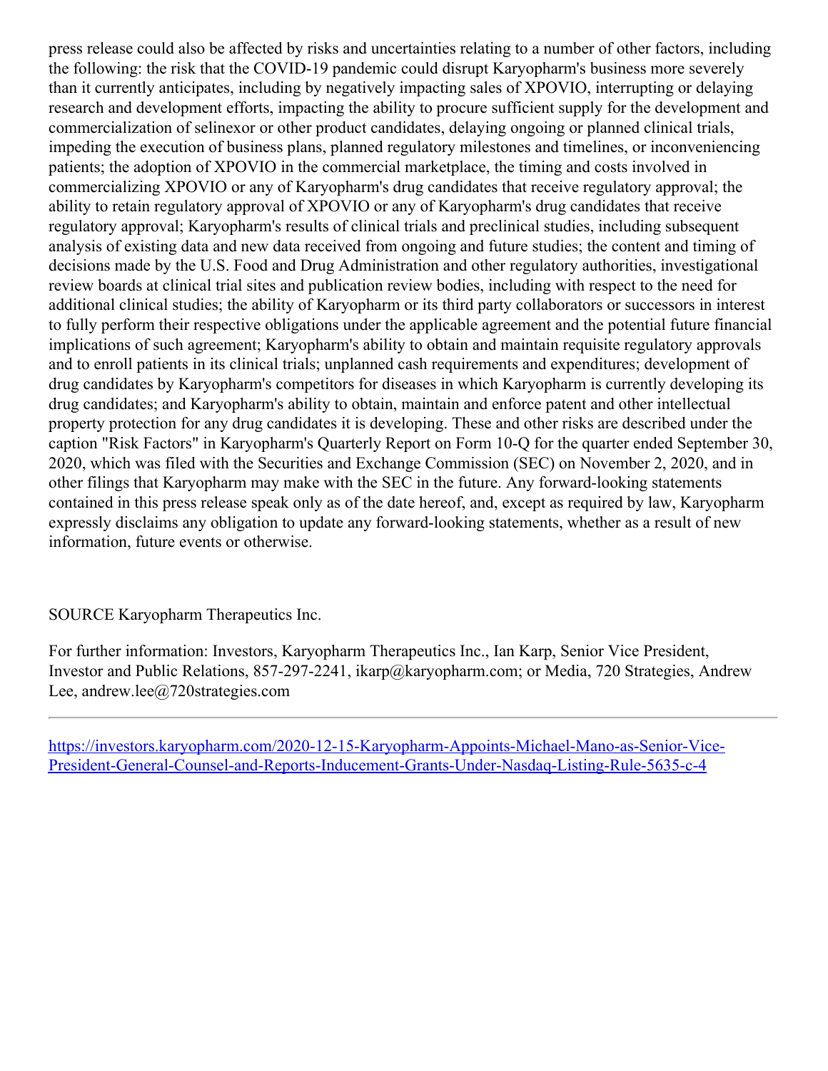press release could also be affected by risks and uncertainties relating to a number of other factors, including the following: the risk that the COVID-19 pandemic could disrupt Karyopharm's business more severely than it currently anticipates, including by negatively impacting sales of XPOVIO, interrupting or delaying research and development efforts, impacting the ability to procure sufficient supply for the development and commercialization of selinexor or other product candidates, delaying ongoing or planned clinical trials, impeding the execution of business plans, planned regulatory milestones and timelines, or inconveniencing patients; the adoption of XPOVIO in the commercial marketplace, the timing and costs involved in commercializing XPOVIO or any of Karyopharm's drug candidates that receive regulatory approval; the ability to retain regulatory approval of XPOVIO or any of Karyopharm's drug candidates that receive regulatory approval; Karyopharm's results of clinical trials and preclinical studies, including subsequent analysis of existing data and new data received from ongoing and future studies; the content and timing of decisions made by the U.S. Food and Drug Administration and other regulatory authorities, investigational review boards at clinical trial sites and publication review bodies, including with respect to the need for additional clinical studies; the ability of Karyopharm or its third party collaborators or successors in interest to fully perform their respective obligations under the applicable agreement and the potential future financial implications of such agreement; Karyopharm's ability to obtain and maintain requisite regulatory approvals and to enroll patients in its clinical trials; unplanned cash requirements and expenditures; development of drug candidates by Karyopharm's competitors for diseases in which Karyopharm is currently developing its drug candidates; and Karyopharm's ability to obtain, maintain and enforce patent and other intellectual property protection for any drug candidates it is developing. These and other risks are described under the caption "Risk Factors" in Karyopharm's Quarterly Report on Form 10-Q for the quarter ended September 30, 2020, which was filed with the Securities and Exchange Commission (SEC) on November 2, 2020, and in other filings that Karyopharm may make with the SEC in the future. Any forward-looking statements contained in this press release speak only as of the date hereof, and, except as required by law, Karyopharm expressly disclaims any obligation to update any forward-looking statements, whether as a result of new information, future events or otherwise.

SOURCE Karyopharm Therapeutics Inc.

For further information: Investors, Karyopharm Therapeutics Inc., Ian Karp, Senior Vice President, Investor and Public Relations, 857-297-2241, ikarp@karyopharm.com; or Media, 720 Strategies, Andrew Lee, andrew.lee@720strategies.com

---

https://investors.karyopharm.com/2020-12-15-Karyopharm-Appoints-Michael-Mano-as-Senior-Vice-President-General-Counsel-and-Reports-Inducement-Grants-Under-Nasdaq-Listing-Rule-5635-c-4